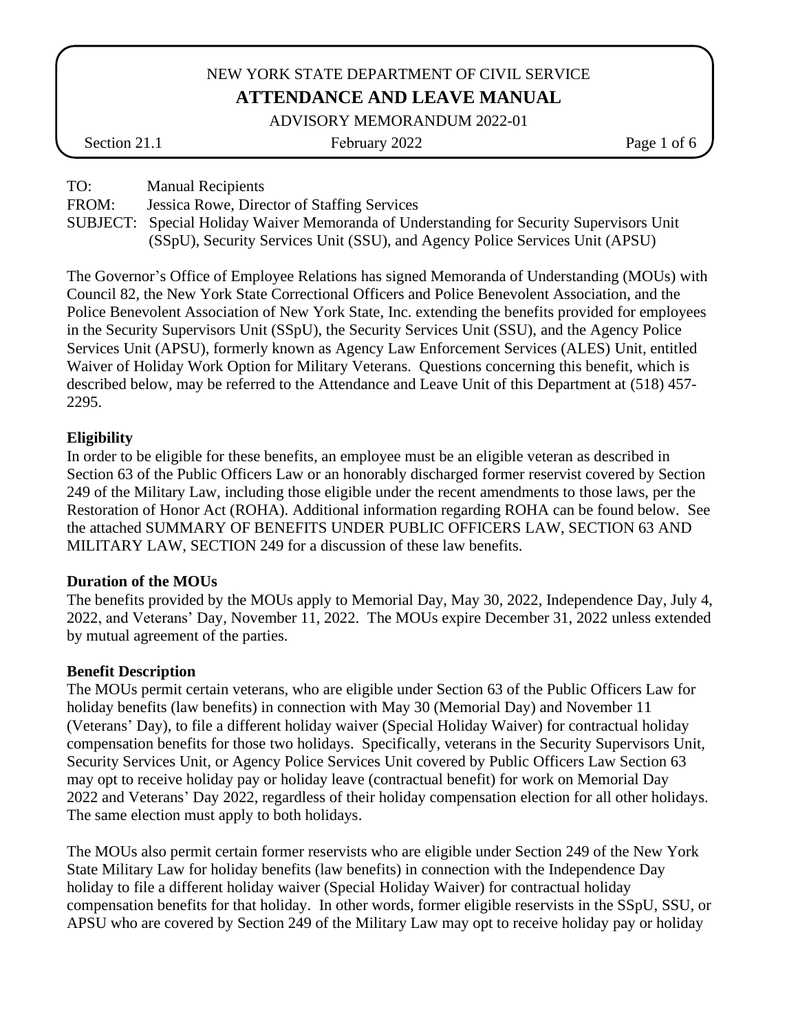NEW YORK STATE DEPARTMENT OF CIVIL SERVICE

# ATTENDANCE AND LEAVE MANUAL

ADVISORY MEMORANDUM 2022-01

Section 21.1 | February 2022

TO: Manual Recipients

FROM: Jessica Rowe, Director of Staffing Services

SUBJECT: Special Holiday Waiver Memoranda of Understanding for Security Supervisors Unit (SSpU), Security Services Unit (SSU), and Agency Police Services Unit (APSU)

The Governor's Office of Employee Relations has signed Memoranda of Understanding (MOUs) with Council 82, the New York State Correctional Officers and Police Benevolent Association, and the Police Benevolent Association of New York State, Inc. extending the benefits provided for employees in the Security Supervisors Unit (SSpU), the Security Services Unit (SSU), and the Agency Police Services Unit (APSU), formerly known as Agency Law Enforcement Services (ALES) Unit, entitled Waiver of Holiday Work Option for Military Veterans. Questions concerning this benefit, which is described below, may be referred to the Attendance and Leave Unit of this Department at (518) 457-2295.

**Eligibility**

In order to be eligible for these benefits, an employee must be an eligible veteran as described in Section 63 of the Public Officers Law or an honorably discharged former reservist covered by Section 249 of the Military Law, including those eligible under the recent amendments to those laws, per the Restoration of Honor Act (ROHA). Additional information regarding ROHA can be found below. See the attached SUMMARY OF BENEFITS UNDER PUBLIC OFFICERS LAW, SECTION 63 AND MILITARY LAW, SECTION 249 for a discussion of these law benefits.

**Duration of the MOUs**

The benefits provided by the MOUs apply to Memorial Day, May 30, 2022, Independence Day, July 4, 2022, and Veterans' Day, November 11, 2022. The MOUs expire December 31, 2022 unless extended by mutual agreement of the parties.

**Benefit Description**

The MOUs permit certain veterans, who are eligible under Section 63 of the Public Officers Law for holiday benefits (law benefits) in connection with May 30 (Memorial Day) and November 11 (Veterans' Day), to file a different holiday waiver (Special Holiday Waiver) for contractual holiday compensation benefits for those two holidays. Specifically, veterans in the Security Supervisors Unit, Security Services Unit, or Agency Police Services Unit covered by Public Officers Law Section 63 may opt to receive holiday pay or holiday leave (contractual benefit) for work on Memorial Day 2022 and Veterans' Day 2022, regardless of their holiday compensation election for all other holidays. The same election must apply to both holidays.

The MOUs also permit certain former reservists who are eligible under Section 249 of the New York State Military Law for holiday benefits (law benefits) in connection with the Independence Day holiday to file a different holiday waiver (Special Holiday Waiver) for contractual holiday compensation benefits for that holiday. In other words, former eligible reservists in the SSpU, SSU, or APSU who are covered by Section 249 of the Military Law may opt to receive holiday pay or holiday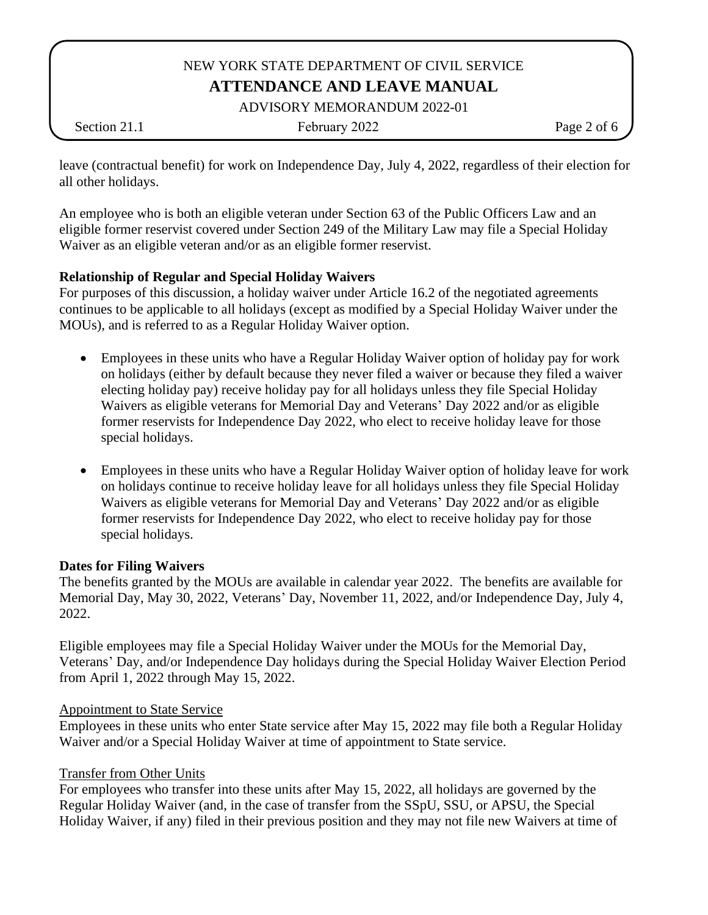leave (contractual benefit) for work on Independence Day, July 4, 2022, regardless of their election for all other holidays.

An employee who is both an eligible veteran under Section 63 of the Public Officers Law and an eligible former reservist covered under Section 249 of the Military Law may file a Special Holiday Waiver as an eligible veteran and/or as an eligible former reservist.

**Relationship of Regular and Special Holiday Waivers**
For purposes of this discussion, a holiday waiver under Article 16.2 of the negotiated agreements continues to be applicable to all holidays (except as modified by a Special Holiday Waiver under the MOUs), and is referred to as a Regular Holiday Waiver option.

- Employees in these units who have a Regular Holiday Waiver option of holiday pay for work on holidays (either by default because they never filed a waiver or because they filed a waiver electing holiday pay) receive holiday pay for all holidays unless they file Special Holiday Waivers as eligible veterans for Memorial Day and Veterans' Day 2022 and/or as eligible former reservists for Independence Day 2022, who elect to receive holiday leave for those special holidays.

- Employees in these units who have a Regular Holiday Waiver option of holiday leave for work on holidays continue to receive holiday leave for all holidays unless they file Special Holiday Waivers as eligible veterans for Memorial Day and Veterans' Day 2022 and/or as eligible former reservists for Independence Day 2022, who elect to receive holiday pay for those special holidays.

**Dates for Filing Waivers**
The benefits granted by the MOUs are available in calendar year 2022. The benefits are available for Memorial Day, May 30, 2022, Veterans' Day, November 11, 2022, and/or Independence Day, July 4, 2022.

Eligible employees may file a Special Holiday Waiver under the MOUs for the Memorial Day, Veterans' Day, and/or Independence Day holidays during the Special Holiday Waiver Election Period from April 1, 2022 through May 15, 2022.

<u>Appointment to State Service</u>
Employees in these units who enter State service after May 15, 2022 may file both a Regular Holiday Waiver and/or a Special Holiday Waiver at time of appointment to State service.

<u>Transfer from Other Units</u>
For employees who transfer into these units after May 15, 2022, all holidays are governed by the Regular Holiday Waiver (and, in the case of transfer from the SSpU, SSU, or APSU, the Special Holiday Waiver, if any) filed in their previous position and they may not file new Waivers at time of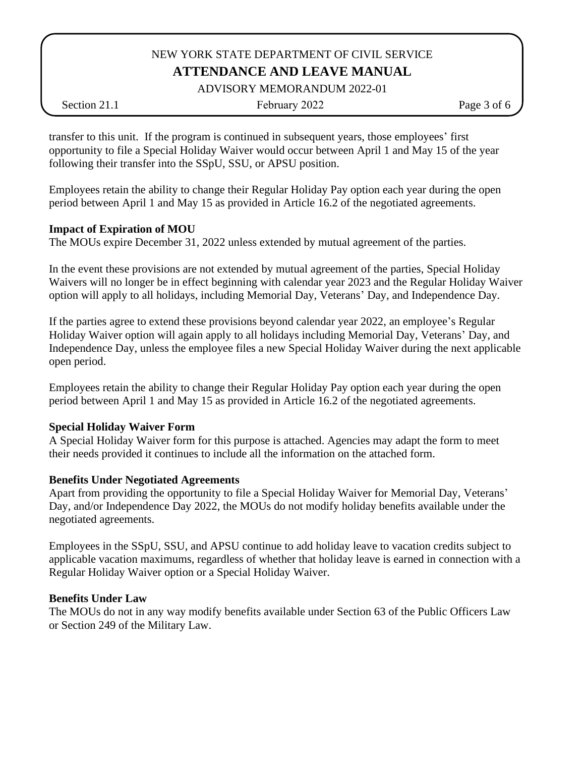transfer to this unit. If the program is continued in subsequent years, those employees' first opportunity to file a Special Holiday Waiver would occur between April 1 and May 15 of the year following their transfer into the SSpU, SSU, or APSU position.

Employees retain the ability to change their Regular Holiday Pay option each year during the open period between April 1 and May 15 as provided in Article 16.2 of the negotiated agreements.

**Impact of Expiration of MOU**

The MOUs expire December 31, 2022 unless extended by mutual agreement of the parties.

In the event these provisions are not extended by mutual agreement of the parties, Special Holiday Waivers will no longer be in effect beginning with calendar year 2023 and the Regular Holiday Waiver option will apply to all holidays, including Memorial Day, Veterans' Day, and Independence Day.

If the parties agree to extend these provisions beyond calendar year 2022, an employee's Regular Holiday Waiver option will again apply to all holidays including Memorial Day, Veterans' Day, and Independence Day, unless the employee files a new Special Holiday Waiver during the next applicable open period.

Employees retain the ability to change their Regular Holiday Pay option each year during the open period between April 1 and May 15 as provided in Article 16.2 of the negotiated agreements.

**Special Holiday Waiver Form**

A Special Holiday Waiver form for this purpose is attached. Agencies may adapt the form to meet their needs provided it continues to include all the information on the attached form.

**Benefits Under Negotiated Agreements**

Apart from providing the opportunity to file a Special Holiday Waiver for Memorial Day, Veterans' Day, and/or Independence Day 2022, the MOUs do not modify holiday benefits available under the negotiated agreements.

Employees in the SSpU, SSU, and APSU continue to add holiday leave to vacation credits subject to applicable vacation maximums, regardless of whether that holiday leave is earned in connection with a Regular Holiday Waiver option or a Special Holiday Waiver.

**Benefits Under Law**

The MOUs do not in any way modify benefits available under Section 63 of the Public Officers Law or Section 249 of the Military Law.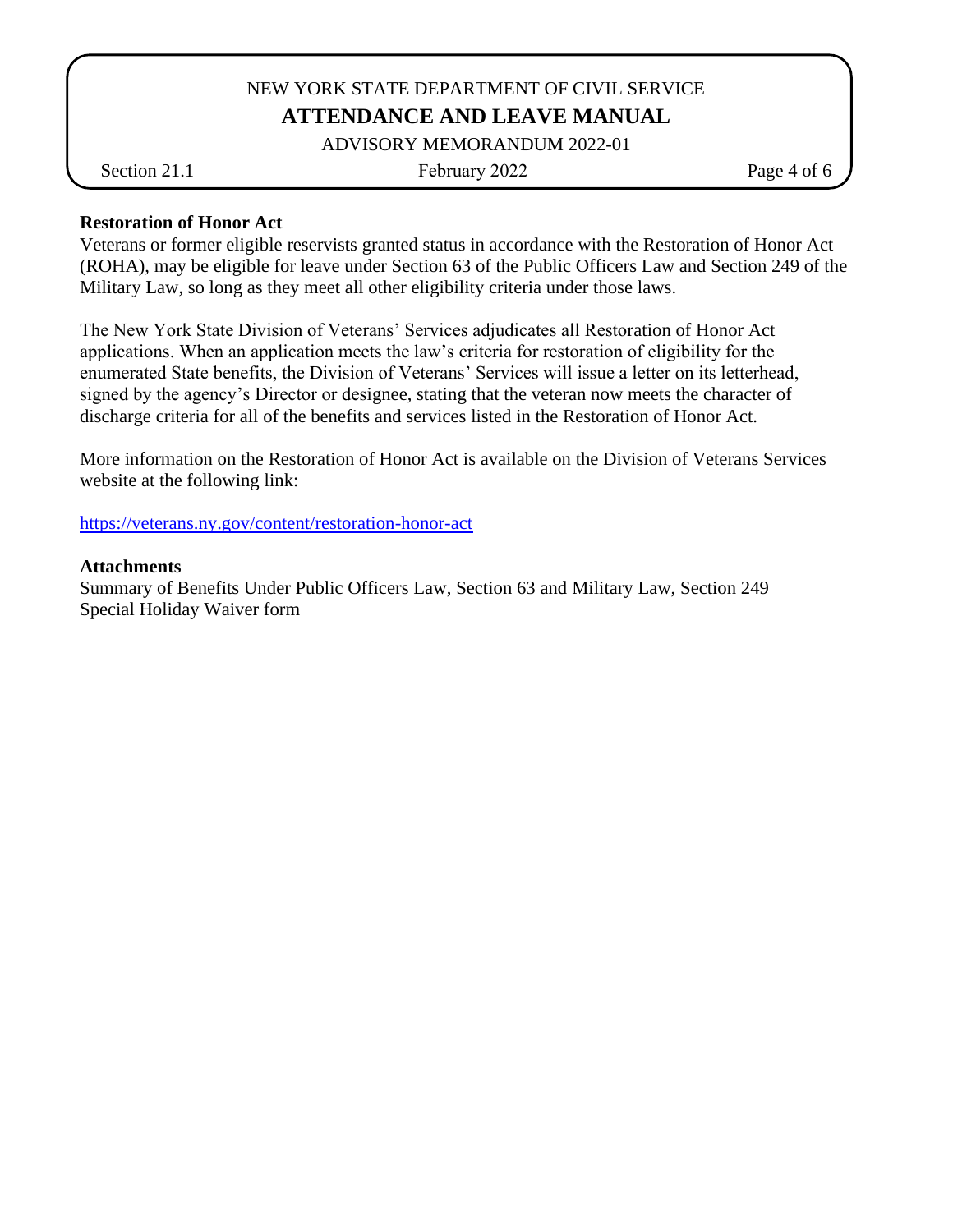**Restoration of Honor Act**

Veterans or former eligible reservists granted status in accordance with the Restoration of Honor Act (ROHA), may be eligible for leave under Section 63 of the Public Officers Law and Section 249 of the Military Law, so long as they meet all other eligibility criteria under those laws.

The New York State Division of Veterans' Services adjudicates all Restoration of Honor Act applications. When an application meets the law's criteria for restoration of eligibility for the enumerated State benefits, the Division of Veterans' Services will issue a letter on its letterhead, signed by the agency's Director or designee, stating that the veteran now meets the character of discharge criteria for all of the benefits and services listed in the Restoration of Honor Act.

More information on the Restoration of Honor Act is available on the Division of Veterans Services website at the following link:

[https://veterans.ny.gov/content/restoration-honor-act](https://veterans.ny.gov/content/restoration-honor-act)

**Attachments**

Summary of Benefits Under Public Officers Law, Section 63 and Military Law, Section 249
Special Holiday Waiver form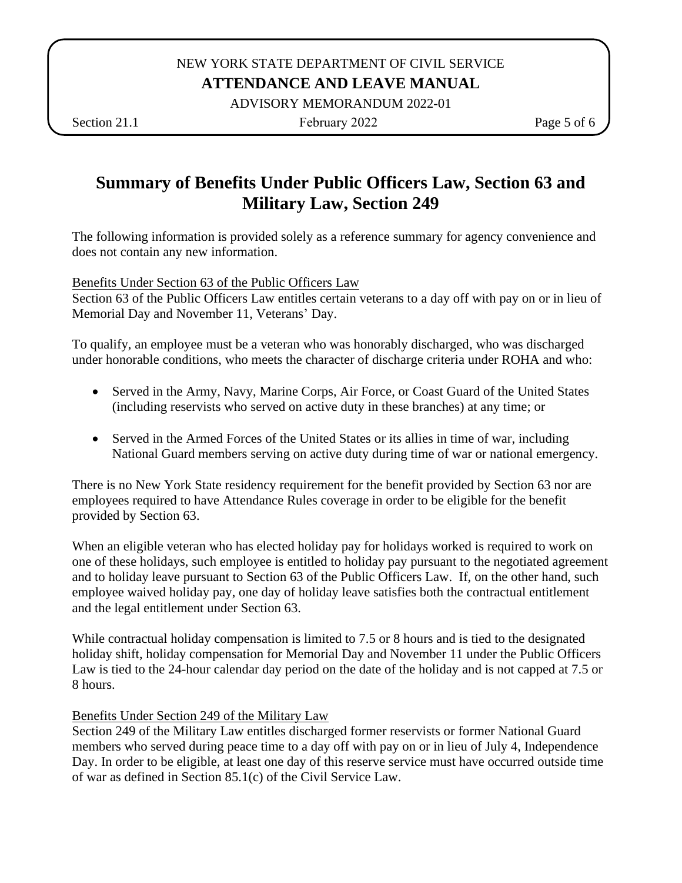# Summary of Benefits Under Public Officers Law, Section 63 and Military Law, Section 249

The following information is provided solely as a reference summary for agency convenience and does not contain any new information.

## Benefits Under Section 63 of the Public Officers Law

Section 63 of the Public Officers Law entitles certain veterans to a day off with pay on or in lieu of Memorial Day and November 11, Veterans' Day.

To qualify, an employee must be a veteran who was honorably discharged, who was discharged under honorable conditions, who meets the character of discharge criteria under ROHA and who:

- Served in the Army, Navy, Marine Corps, Air Force, or Coast Guard of the United States (including reservists who served on active duty in these branches) at any time; or
- Served in the Armed Forces of the United States or its allies in time of war, including National Guard members serving on active duty during time of war or national emergency.

There is no New York State residency requirement for the benefit provided by Section 63 nor are employees required to have Attendance Rules coverage in order to be eligible for the benefit provided by Section 63.

When an eligible veteran who has elected holiday pay for holidays worked is required to work on one of these holidays, such employee is entitled to holiday pay pursuant to the negotiated agreement and to holiday leave pursuant to Section 63 of the Public Officers Law. If, on the other hand, such employee waived holiday pay, one day of holiday leave satisfies both the contractual entitlement and the legal entitlement under Section 63.

While contractual holiday compensation is limited to 7.5 or 8 hours and is tied to the designated holiday shift, holiday compensation for Memorial Day and November 11 under the Public Officers Law is tied to the 24-hour calendar day period on the date of the holiday and is not capped at 7.5 or 8 hours.

## Benefits Under Section 249 of the Military Law

Section 249 of the Military Law entitles discharged former reservists or former National Guard members who served during peace time to a day off with pay on or in lieu of July 4, Independence Day. In order to be eligible, at least one day of this reserve service must have occurred outside time of war as defined in Section 85.1(c) of the Civil Service Law.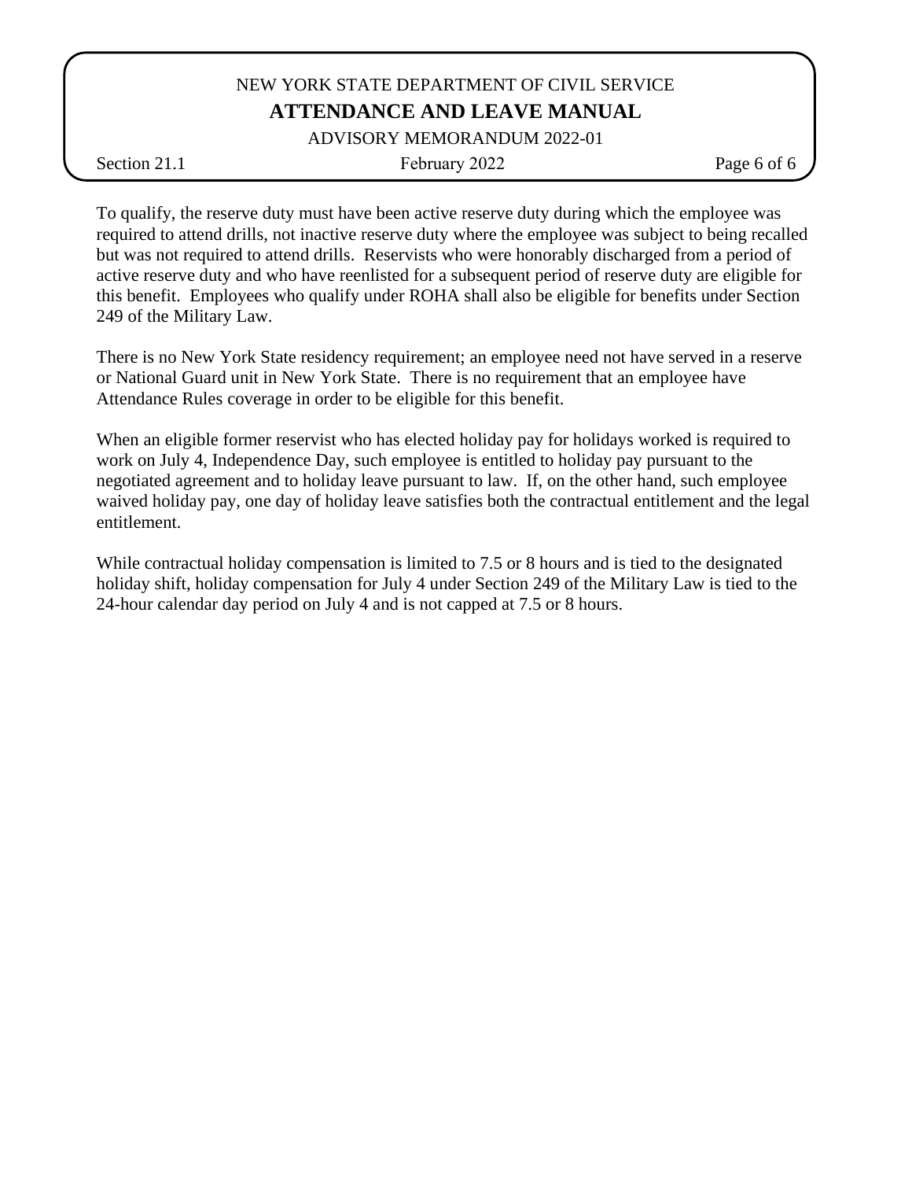To qualify, the reserve duty must have been active reserve duty during which the employee was required to attend drills, not inactive reserve duty where the employee was subject to being recalled but was not required to attend drills. Reservists who were honorably discharged from a period of active reserve duty and who have reenlisted for a subsequent period of reserve duty are eligible for this benefit. Employees who qualify under ROHA shall also be eligible for benefits under Section 249 of the Military Law.

There is no New York State residency requirement; an employee need not have served in a reserve or National Guard unit in New York State. There is no requirement that an employee have Attendance Rules coverage in order to be eligible for this benefit.

When an eligible former reservist who has elected holiday pay for holidays worked is required to work on July 4, Independence Day, such employee is entitled to holiday pay pursuant to the negotiated agreement and to holiday leave pursuant to law. If, on the other hand, such employee waived holiday pay, one day of holiday leave satisfies both the contractual entitlement and the legal entitlement.

While contractual holiday compensation is limited to 7.5 or 8 hours and is tied to the designated holiday shift, holiday compensation for July 4 under Section 249 of the Military Law is tied to the 24-hour calendar day period on July 4 and is not capped at 7.5 or 8 hours.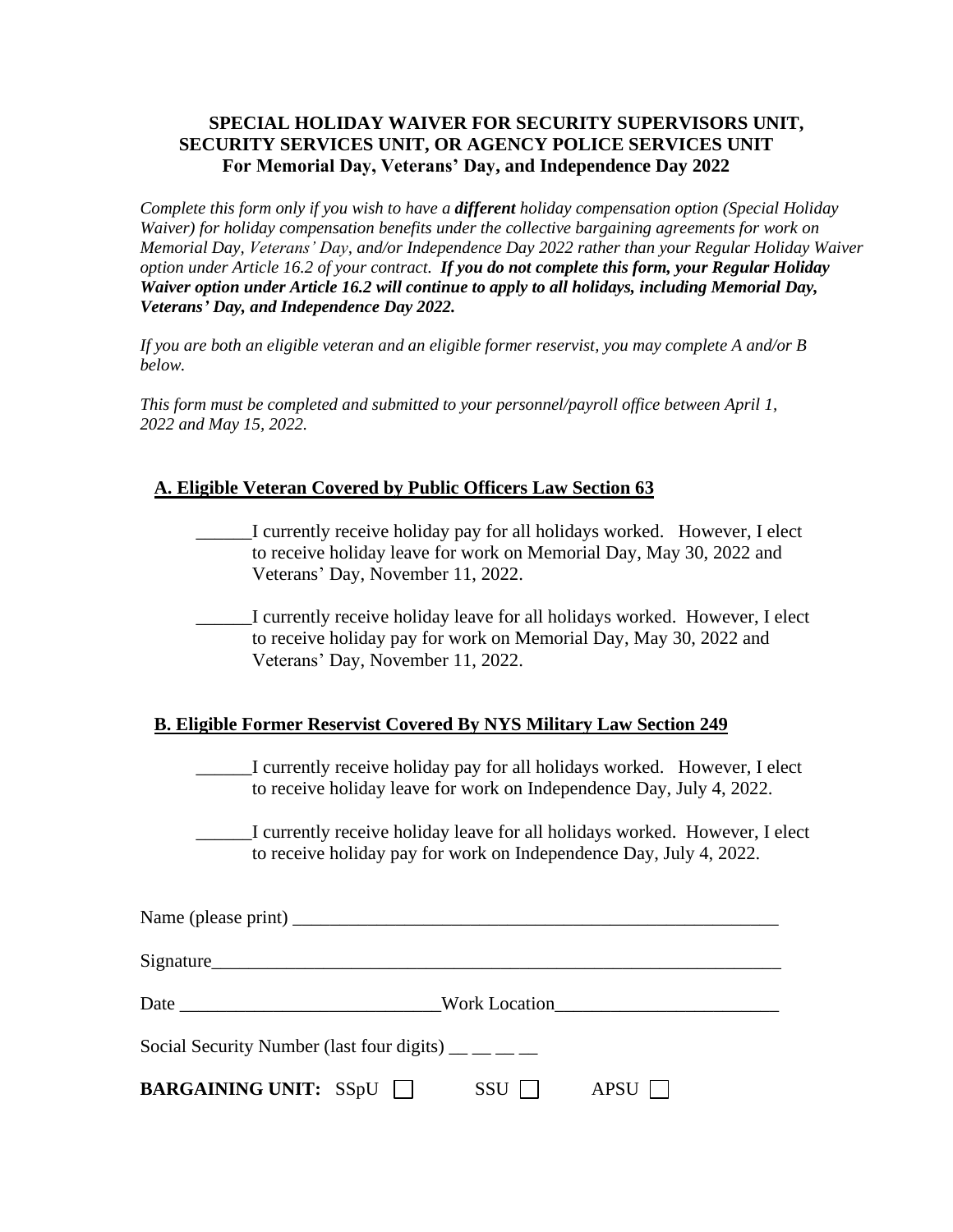**SPECIAL HOLIDAY WAIVER FOR SECURITY SUPERVISORS UNIT, SECURITY SERVICES UNIT, OR AGENCY POLICE SERVICES UNIT**
**For Memorial Day, Veterans' Day, and Independence Day 2022**

*Complete this form only if you wish to have a **different** holiday compensation option (Special Holiday Waiver) for holiday compensation benefits under the collective bargaining agreements for work on Memorial Day, Veterans' Day, and/or Independence Day 2022 rather than your Regular Holiday Waiver option under Article 16.2 of your contract. **If you do not complete this form, your Regular Holiday Waiver option under Article 16.2 will continue to apply to all holidays, including Memorial Day, Veterans' Day, and Independence Day 2022.***

*If you are both an eligible veteran and an eligible former reservist, you may complete A and/or B below.*

*This form must be completed and submitted to your personnel/payroll office between April 1, 2022 and May 15, 2022.*

**A. Eligible Veteran Covered by Public Officers Law Section 63**

______I currently receive holiday pay for all holidays worked. However, I elect to receive holiday leave for work on Memorial Day, May 30, 2022 and Veterans' Day, November 11, 2022.

______I currently receive holiday leave for all holidays worked. However, I elect to receive holiday pay for work on Memorial Day, May 30, 2022 and Veterans' Day, November 11, 2022.

**B. Eligible Former Reservist Covered By NYS Military Law Section 249**

______I currently receive holiday pay for all holidays worked. However, I elect to receive holiday leave for work on Independence Day, July 4, 2022.

______I currently receive holiday leave for all holidays worked. However, I elect to receive holiday pay for work on Independence Day, July 4, 2022.

Name (please print) ______________________________________________________

Signature______________________________________________________________

Date ____________________________Work Location________________________

Social Security Number (last four digits) __ __ __ __

**BARGAINING UNIT:** SSpU ☐ SSU ☐ APSU ☐